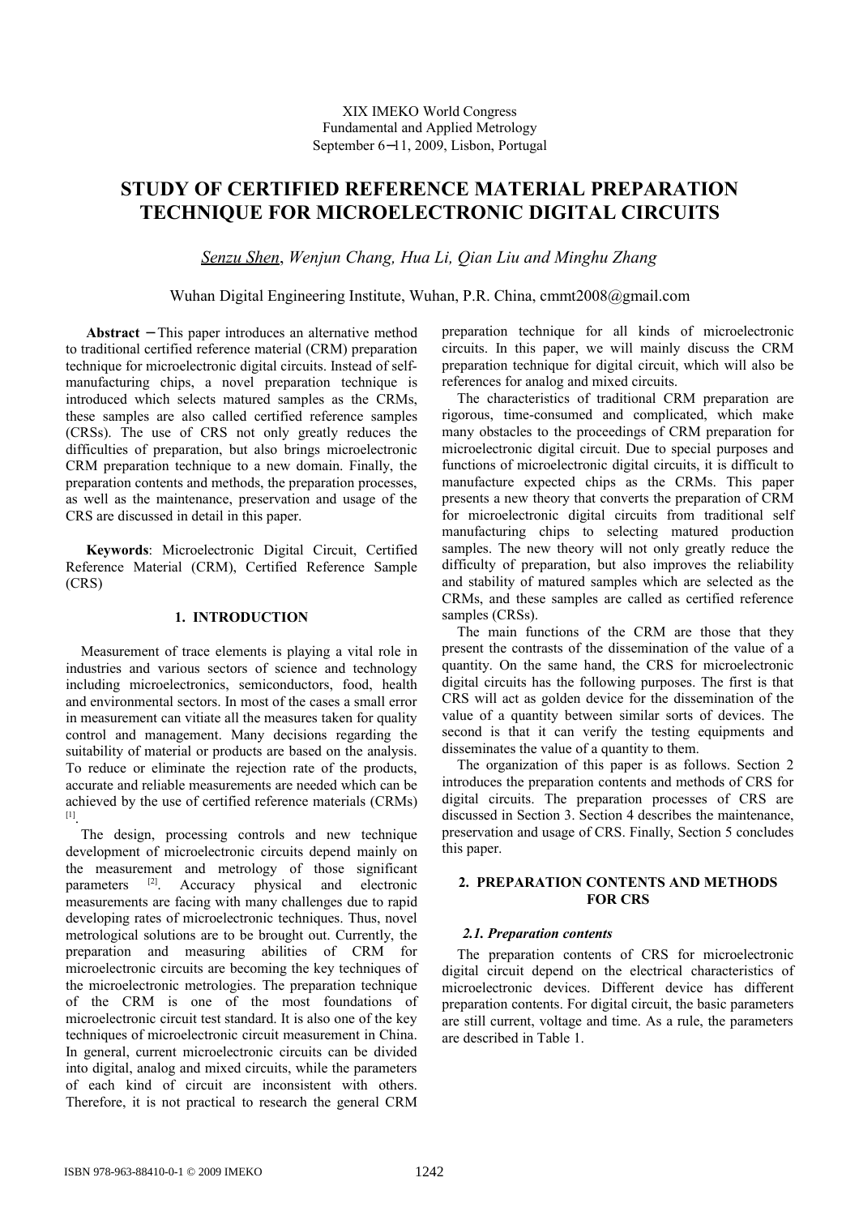XIX IMEKO World Congress
Fundamental and Applied Metrology
September 6−11, 2009, Lisbon, Portugal

# STUDY OF CERTIFIED REFERENCE MATERIAL PREPARATION TECHNIQUE FOR MICROELECTRONIC DIGITAL CIRCUITS

*Senzu Shen, Wenjun Chang, Hua Li, Qian Liu and Minghu Zhang*

Wuhan Digital Engineering Institute, Wuhan, P.R. China, cmmt2008@gmail.com

**Abstract** − This paper introduces an alternative method to traditional certified reference material (CRM) preparation technique for microelectronic digital circuits. Instead of self-manufacturing chips, a novel preparation technique is introduced which selects matured samples as the CRMs, these samples are also called certified reference samples (CRSs). The use of CRS not only greatly reduces the difficulties of preparation, but also brings microelectronic CRM preparation technique to a new domain. Finally, the preparation contents and methods, the preparation processes, as well as the maintenance, preservation and usage of the CRS are discussed in detail in this paper.

**Keywords**: Microelectronic Digital Circuit, Certified Reference Material (CRM), Certified Reference Sample (CRS)

## 1. INTRODUCTION

Measurement of trace elements is playing a vital role in industries and various sectors of science and technology including microelectronics, semiconductors, food, health and environmental sectors. In most of the cases a small error in measurement can vitiate all the measures taken for quality control and management. Many decisions regarding the suitability of material or products are based on the analysis. To reduce or eliminate the rejection rate of the products, accurate and reliable measurements are needed which can be achieved by the use of certified reference materials (CRMs) [1].

The design, processing controls and new technique development of microelectronic circuits depend mainly on the measurement and metrology of those significant parameters [2]. Accuracy physical and electronic measurements are facing with many challenges due to rapid developing rates of microelectronic techniques. Thus, novel metrological solutions are to be brought out. Currently, the preparation and measuring abilities of CRM for microelectronic circuits are becoming the key techniques of the microelectronic metrologies. The preparation technique of the CRM is one of the most foundations of microelectronic circuit test standard. It is also one of the key techniques of microelectronic circuit measurement in China. In general, current microelectronic circuits can be divided into digital, analog and mixed circuits, while the parameters of each kind of circuit are inconsistent with others. Therefore, it is not practical to research the general CRM preparation technique for all kinds of microelectronic circuits. In this paper, we will mainly discuss the CRM preparation technique for digital circuit, which will also be references for analog and mixed circuits.

The characteristics of traditional CRM preparation are rigorous, time-consumed and complicated, which make many obstacles to the proceedings of CRM preparation for microelectronic digital circuit. Due to special purposes and functions of microelectronic digital circuits, it is difficult to manufacture expected chips as the CRMs. This paper presents a new theory that converts the preparation of CRM for microelectronic digital circuits from traditional self manufacturing chips to selecting matured production samples. The new theory will not only greatly reduce the difficulty of preparation, but also improves the reliability and stability of matured samples which are selected as the CRMs, and these samples are called as certified reference samples (CRSs).

The main functions of the CRM are those that they present the contrasts of the dissemination of the value of a quantity. On the same hand, the CRS for microelectronic digital circuits has the following purposes. The first is that CRS will act as golden device for the dissemination of the value of a quantity between similar sorts of devices. The second is that it can verify the testing equipments and disseminates the value of a quantity to them.

The organization of this paper is as follows. Section 2 introduces the preparation contents and methods of CRS for digital circuits. The preparation processes of CRS are discussed in Section 3. Section 4 describes the maintenance, preservation and usage of CRS. Finally, Section 5 concludes this paper.

## 2. PREPARATION CONTENTS AND METHODS FOR CRS

### 2.1. Preparation contents

The preparation contents of CRS for microelectronic digital circuit depend on the electrical characteristics of microelectronic devices. Different device has different preparation contents. For digital circuit, the basic parameters are still current, voltage and time. As a rule, the parameters are described in Table 1.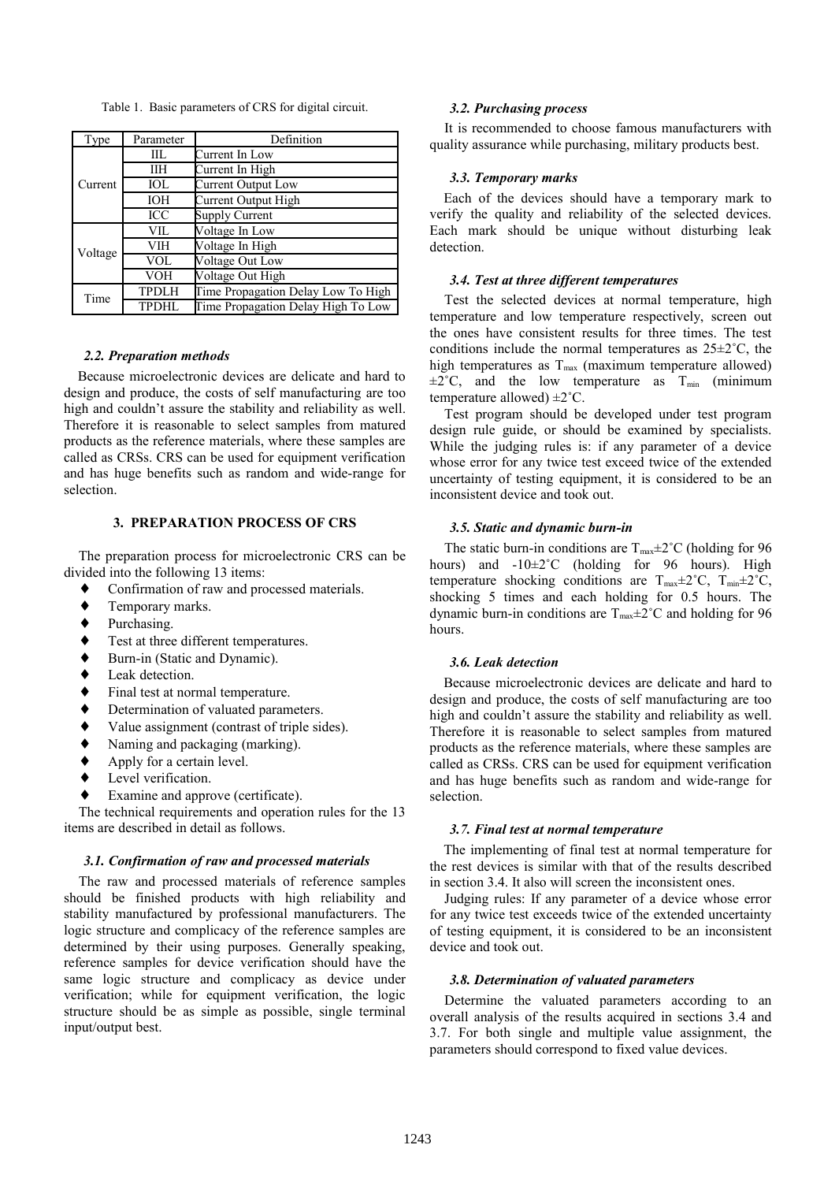Table 1. Basic parameters of CRS for digital circuit.

| Type | Parameter | Definition |
|---|---|---|
| Current | IIL | Current In Low |
| | IIH | Current In High |
| | IOL | Current Output Low |
| | IOH | Current Output High |
| | ICC | Supply Current |
| Voltage | VIL | Voltage In Low |
| | VIH | Voltage In High |
| | VOL | Voltage Out Low |
| | VOH | Voltage Out High |
| Time | TPDLH | Time Propagation Delay Low To High |
| | TPDHL | Time Propagation Delay High To Low |

### *2.2. Preparation methods*

Because microelectronic devices are delicate and hard to design and produce, the costs of self manufacturing are too high and couldn't assure the stability and reliability as well. Therefore it is reasonable to select samples from matured products as the reference materials, where these samples are called as CRSs. CRS can be used for equipment verification and has huge benefits such as random and wide-range for selection.

## 3. PREPARATION PROCESS OF CRS

The preparation process for microelectronic CRS can be divided into the following 13 items:

- Confirmation of raw and processed materials.
- Temporary marks.
- Purchasing.
- Test at three different temperatures.
- Burn-in (Static and Dynamic).
- Leak detection.
- Final test at normal temperature.
- Determination of valuated parameters.
- Value assignment (contrast of triple sides).
- Naming and packaging (marking).
- Apply for a certain level.
- Level verification.
- Examine and approve (certificate).

The technical requirements and operation rules for the 13 items are described in detail as follows.

### *3.1. Confirmation of raw and processed materials*

The raw and processed materials of reference samples should be finished products with high reliability and stability manufactured by professional manufacturers. The logic structure and complicacy of the reference samples are determined by their using purposes. Generally speaking, reference samples for device verification should have the same logic structure and complicacy as device under verification; while for equipment verification, the logic structure should be as simple as possible, single terminal input/output best.

### *3.2. Purchasing process*

It is recommended to choose famous manufacturers with quality assurance while purchasing, military products best.

### *3.3. Temporary marks*

Each of the devices should have a temporary mark to verify the quality and reliability of the selected devices. Each mark should be unique without disturbing leak detection.

### *3.4. Test at three different temperatures*

Test the selected devices at normal temperature, high temperature and low temperature respectively, screen out the ones have consistent results for three times. The test conditions include the normal temperatures as 25±2˚C, the high temperatures as $T_{max}$ (maximum temperature allowed) ±2˚C, and the low temperature as $T_{min}$ (minimum temperature allowed) ±2˚C.

Test program should be developed under test program design rule guide, or should be examined by specialists. While the judging rules is: if any parameter of a device whose error for any twice test exceed twice of the extended uncertainty of testing equipment, it is considered to be an inconsistent device and took out.

### *3.5. Static and dynamic burn-in*

The static burn-in conditions are $T_{max}$±2˚C (holding for 96 hours) and -10±2˚C (holding for 96 hours). High temperature shocking conditions are $T_{max}$±2˚C, $T_{min}$±2˚C, shocking 5 times and each holding for 0.5 hours. The dynamic burn-in conditions are $T_{max}$±2˚C and holding for 96 hours.

### *3.6. Leak detection*

Because microelectronic devices are delicate and hard to design and produce, the costs of self manufacturing are too high and couldn't assure the stability and reliability as well. Therefore it is reasonable to select samples from matured products as the reference materials, where these samples are called as CRSs. CRS can be used for equipment verification and has huge benefits such as random and wide-range for selection.

### *3.7. Final test at normal temperature*

The implementing of final test at normal temperature for the rest devices is similar with that of the results described in section 3.4. It also will screen the inconsistent ones.

Judging rules: If any parameter of a device whose error for any twice test exceeds twice of the extended uncertainty of testing equipment, it is considered to be an inconsistent device and took out.

### *3.8. Determination of valuated parameters*

Determine the valuated parameters according to an overall analysis of the results acquired in sections 3.4 and 3.7. For both single and multiple value assignment, the parameters should correspond to fixed value devices.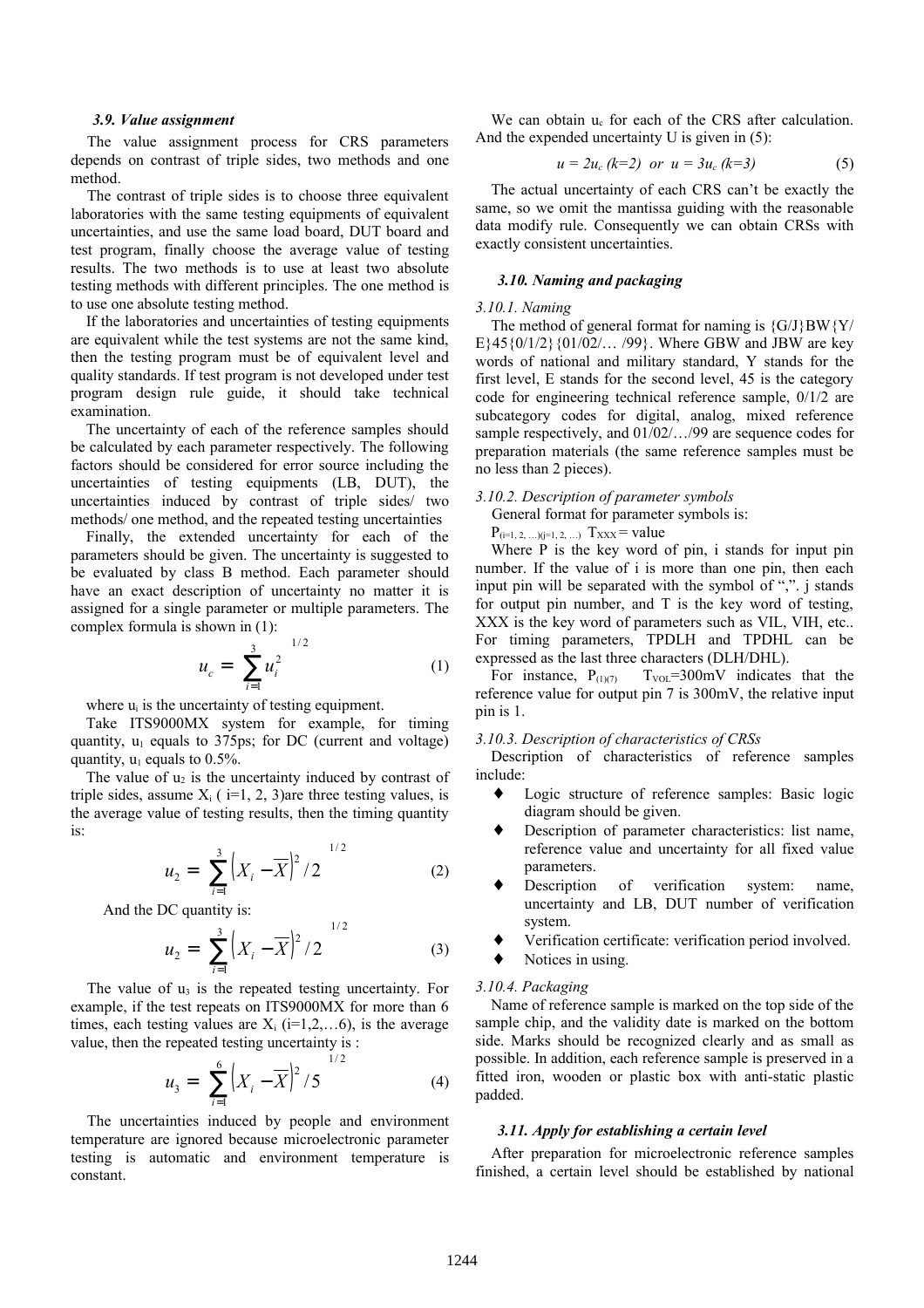### 3.9. Value assignment

The value assignment process for CRS parameters depends on contrast of triple sides, two methods and one method.

The contrast of triple sides is to choose three equivalent laboratories with the same testing equipments of equivalent uncertainties, and use the same load board, DUT board and test program, finally choose the average value of testing results. The two methods is to use at least two absolute testing methods with different principles. The one method is to use one absolute testing method.

If the laboratories and uncertainties of testing equipments are equivalent while the test systems are not the same kind, then the testing program must be of equivalent level and quality standards. If test program is not developed under test program design rule guide, it should take technical examination.

The uncertainty of each of the reference samples should be calculated by each parameter respectively. The following factors should be considered for error source including the uncertainties of testing equipments (LB, DUT), the uncertainties induced by contrast of triple sides/ two methods/ one method, and the repeated testing uncertainties

Finally, the extended uncertainty for each of the parameters should be given. The uncertainty is suggested to be evaluated by class B method. Each parameter should have an exact description of uncertainty no matter it is assigned for a single parameter or multiple parameters. The complex formula is shown in (1):

$$u_c = \left[ \sum_{i=1}^{3} u_i^2 \right]^{1/2} \tag{1}$$

where $u_i$ is the uncertainty of testing equipment.

Take ITS9000MX system for example, for timing quantity, $u_1$ equals to 375ps; for DC (current and voltage) quantity, $u_1$ equals to 0.5%.

The value of $u_2$ is the uncertainty induced by contrast of triple sides, assume $X_i$ ( i=1, 2, 3)are three testing values, is the average value of testing results, then the timing quantity is:

$$u_2 = \left[ \sum_{i=1}^{3} \left( X_i - \overline{X} \right)^2 / 2 \right]^{1/2} \tag{2}$$

And the DC quantity is:

$$u_2 = \left[ \sum_{i=1}^{3} \left( X_i - \overline{X} \right)^2 / 2 \right]^{1/2} \tag{3}$$

The value of $u_3$ is the repeated testing uncertainty. For example, if the test repeats on ITS9000MX for more than 6 times, each testing values are $X_i$ (i=1,2,…6), is the average value, then the repeated testing uncertainty is :

$$u_3 = \left[ \sum_{i=1}^{6} \left( X_i - \overline{X} \right)^2 / 5 \right]^{1/2} \tag{4}$$

The uncertainties induced by people and environment temperature are ignored because microelectronic parameter testing is automatic and environment temperature is constant.

We can obtain $u_c$ for each of the CRS after calculation. And the expended uncertainty U is given in (5):

$$u = 2u_c \ (k=2) \ \ or \ \ u = 3u_c \ (k=3) \tag{5}$$

The actual uncertainty of each CRS can't be exactly the same, so we omit the mantissa guiding with the reasonable data modify rule. Consequently we can obtain CRSs with exactly consistent uncertainties.

### 3.10. Naming and packaging

#### 3.10.1. Naming

The method of general format for naming is {G/J}BW{Y/E}45{0/1/2}{01/02/… /99}. Where GBW and JBW are key words of national and military standard, Y stands for the first level, E stands for the second level, 45 is the category code for engineering technical reference sample, 0/1/2 are subcategory codes for digital, analog, mixed reference sample respectively, and 01/02/…/99 are sequence codes for preparation materials (the same reference samples must be no less than 2 pieces).

#### 3.10.2. Description of parameter symbols

General format for parameter symbols is:

$P_{(i=1,2,\ldots)(j=1,2,\ldots)}$ $T_{XXX}$ = value

Where P is the key word of pin, i stands for input pin number. If the value of i is more than one pin, then each input pin will be separated with the symbol of ",". j stands for output pin number, and T is the key word of testing, XXX is the key word of parameters such as VIL, VIH, etc.. For timing parameters, TPDLH and TPDHL can be expressed as the last three characters (DLH/DHL).

For instance, $P_{(1)(7)}$ $T_{VOL}$=300mV indicates that the reference value for output pin 7 is 300mV, the relative input pin is 1.

#### 3.10.3. Description of characteristics of CRSs

Description of characteristics of reference samples include:

- Logic structure of reference samples: Basic logic diagram should be given.
- Description of parameter characteristics: list name, reference value and uncertainty for all fixed value parameters.
- Description of verification system: name, uncertainty and LB, DUT number of verification system.
- Verification certificate: verification period involved.
- Notices in using.

#### 3.10.4. Packaging

Name of reference sample is marked on the top side of the sample chip, and the validity date is marked on the bottom side. Marks should be recognized clearly and as small as possible. In addition, each reference sample is preserved in a fitted iron, wooden or plastic box with anti-static plastic padded.

### 3.11. Apply for establishing a certain level

After preparation for microelectronic reference samples finished, a certain level should be established by national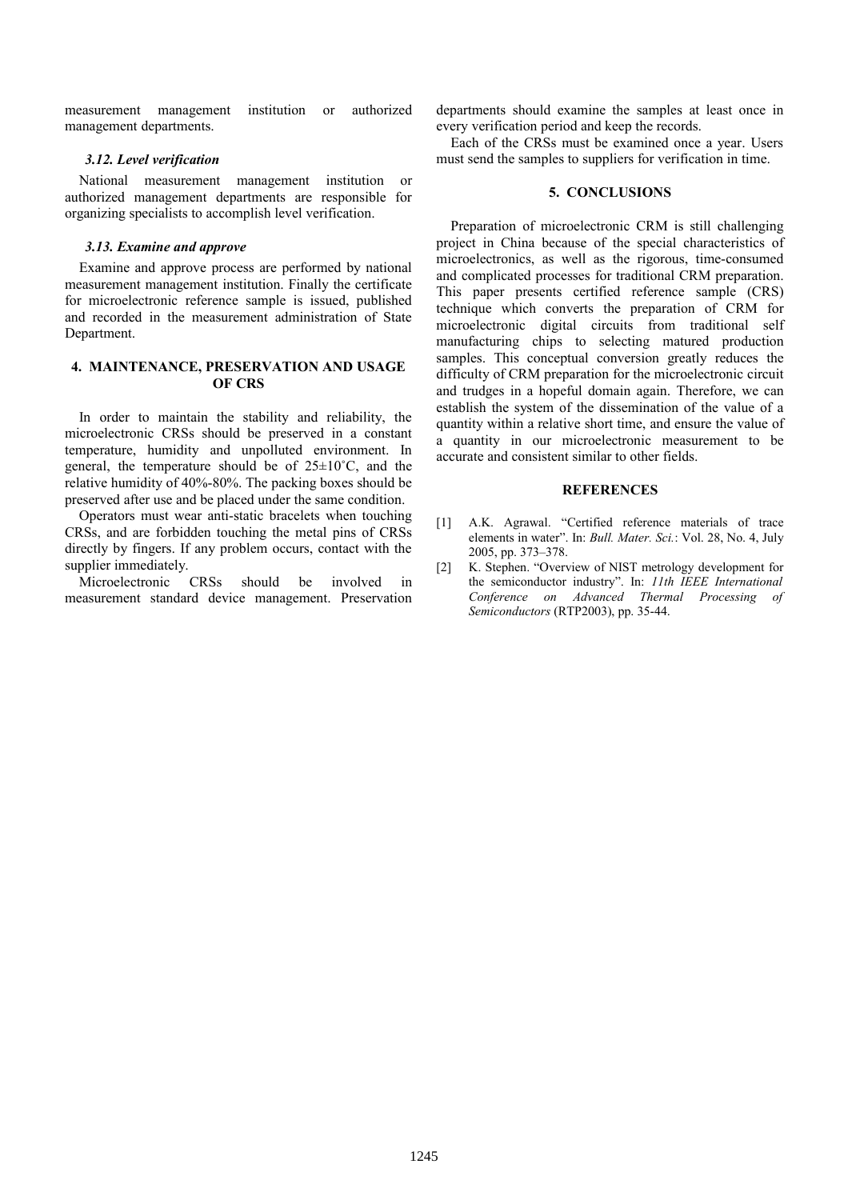measurement management institution or authorized management departments.

### 3.12. Level verification

National measurement management institution or authorized management departments are responsible for organizing specialists to accomplish level verification.

### 3.13. Examine and approve

Examine and approve process are performed by national measurement management institution. Finally the certificate for microelectronic reference sample is issued, published and recorded in the measurement administration of State Department.

## 4. MAINTENANCE, PRESERVATION AND USAGE OF CRS

In order to maintain the stability and reliability, the microelectronic CRSs should be preserved in a constant temperature, humidity and unpolluted environment. In general, the temperature should be of 25±10˚C, and the relative humidity of 40%-80%. The packing boxes should be preserved after use and be placed under the same condition.

Operators must wear anti-static bracelets when touching CRSs, and are forbidden touching the metal pins of CRSs directly by fingers. If any problem occurs, contact with the supplier immediately.

Microelectronic CRSs should be involved in measurement standard device management. Preservation departments should examine the samples at least once in every verification period and keep the records.

Each of the CRSs must be examined once a year. Users must send the samples to suppliers for verification in time.

## 5. CONCLUSIONS

Preparation of microelectronic CRM is still challenging project in China because of the special characteristics of microelectronics, as well as the rigorous, time-consumed and complicated processes for traditional CRM preparation. This paper presents certified reference sample (CRS) technique which converts the preparation of CRM for microelectronic digital circuits from traditional self manufacturing chips to selecting matured production samples. This conceptual conversion greatly reduces the difficulty of CRM preparation for the microelectronic circuit and trudges in a hopeful domain again. Therefore, we can establish the system of the dissemination of the value of a quantity within a relative short time, and ensure the value of a quantity in our microelectronic measurement to be accurate and consistent similar to other fields.

## REFERENCES

[1] A.K. Agrawal. "Certified reference materials of trace elements in water". In: *Bull. Mater. Sci.*: Vol. 28, No. 4, July 2005, pp. 373–378.

[2] K. Stephen. "Overview of NIST metrology development for the semiconductor industry". In: *11th IEEE International Conference on Advanced Thermal Processing of Semiconductors* (RTP2003), pp. 35-44.